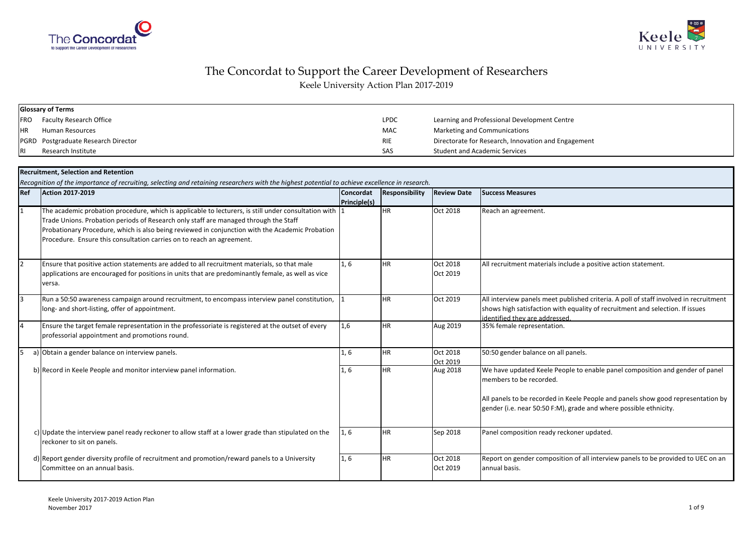# The Concordat to Support the Career Development of Researchers

Keele University Action Plan 2017-2019

**Glossary of Terms**

| | | | |
|---|---|---|---|
| FRO | Faculty Research Office | LPDC | Learning and Professional Development Centre |
| HR | Human Resources | MAC | Marketing and Communications |
| PGRD | Postgraduate Research Director | RIE | Directorate for Research, Innovation and Engagement |
| RI | Research Institute | SAS | Student and Academic Services |

**Recruitment, Selection and Retention**

*Recognition of the importance of recruiting, selecting and retaining researchers with the highest potential to achieve excellence in research.*

| Ref | Action 2017-2019 | Concordat Principle(s) | Responsibility | Review Date | Success Measures |
|---|---|---|---|---|---|
| 1 | The academic probation procedure, which is applicable to lecturers, is still under consultation with Trade Unions. Probation periods of Research only staff are managed through the Staff Probationary Procedure, which is also being reviewed in conjunction with the Academic Probation Procedure. Ensure this consultation carries on to reach an agreement. | 1 | HR | Oct 2018 | Reach an agreement. |
| 2 | Ensure that positive action statements are added to all recruitment materials, so that male applications are encouraged for positions in units that are predominantly female, as well as vice versa. | 1, 6 | HR | Oct 2018<br>Oct 2019 | All recruitment materials include a positive action statement. |
| 3 | Run a 50:50 awareness campaign around recruitment, to encompass interview panel constitution, long- and short-listing, offer of appointment. | 1 | HR | Oct 2019 | All interview panels meet published criteria. A poll of staff involved in recruitment shows high satisfaction with equality of recruitment and selection. If issues identified they are addressed. |
| 4 | Ensure the target female representation in the professoriate is registered at the outset of every professorial appointment and promotions round. | 1,6 | HR | Aug 2019 | 35% female representation. |
| 5 | a) Obtain a gender balance on interview panels. | 1, 6 | HR | Oct 2018<br>Oct 2019 | 50:50 gender balance on all panels. |
| | b) Record in Keele People and monitor interview panel information. | 1, 6 | HR | Aug 2018 | We have updated Keele People to enable panel composition and gender of panel members to be recorded.<br><br>All panels to be recorded in Keele People and panels show good representation by gender (i.e. near 50:50 F:M), grade and where possible ethnicity. |
| | c) Update the interview panel ready reckoner to allow staff at a lower grade than stipulated on the reckoner to sit on panels. | 1, 6 | HR | Sep 2018 | Panel composition ready reckoner updated. |
| | d) Report gender diversity profile of recruitment and promotion/reward panels to a University Committee on an annual basis. | 1, 6 | HR | Oct 2018<br>Oct 2019 | Report on gender composition of all interview panels to be provided to UEC on an annual basis. |

Keele University 2017-2019 Action Plan
November 2017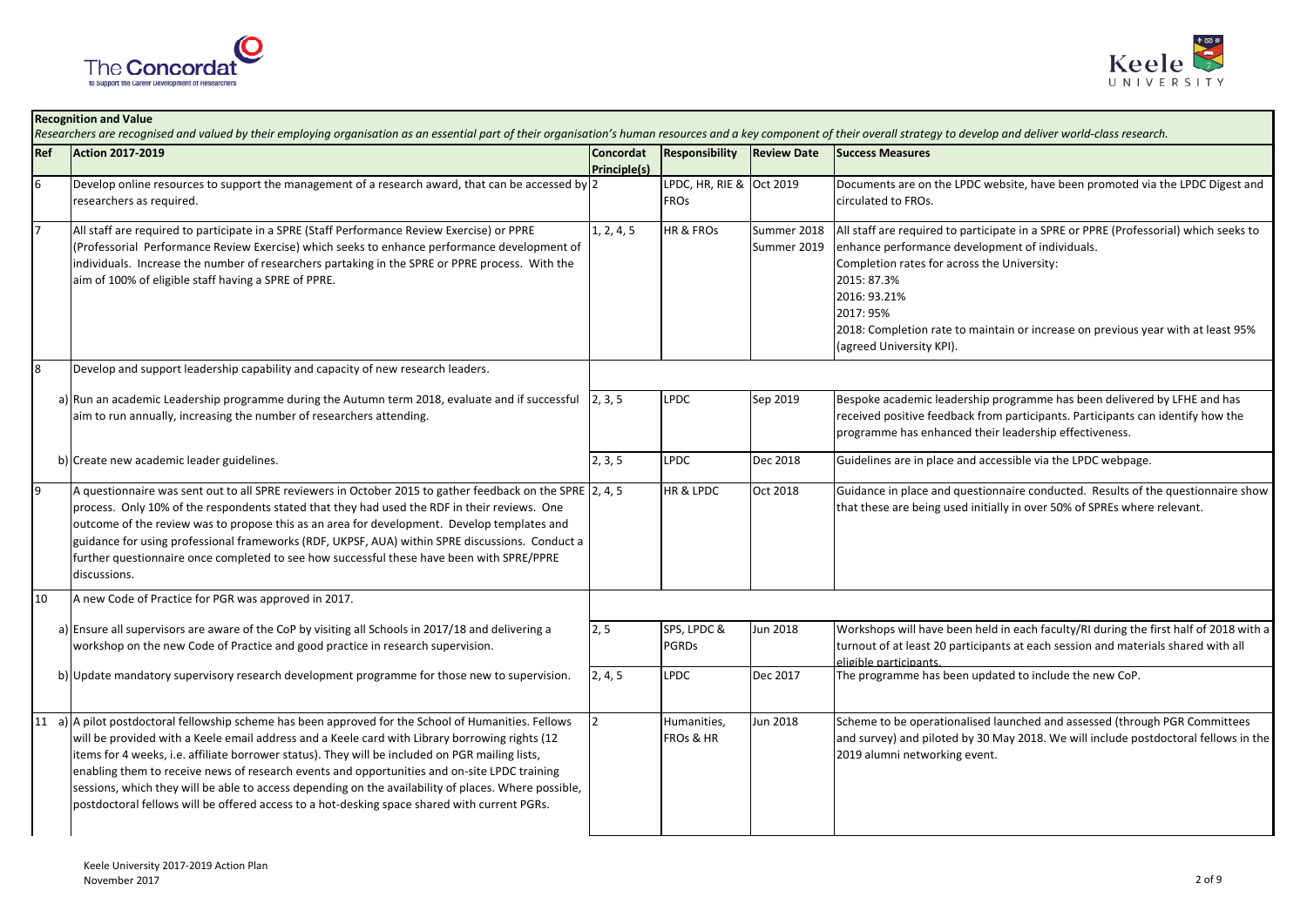## Recognition and Value

*Researchers are recognised and valued by their employing organisation as an essential part of their organisation's human resources and a key component of their overall strategy to develop and deliver world-class research.*

| Ref | Action 2017-2019 | Concordat Principle(s) | Responsibility | Review Date | Success Measures |
|---|---|---|---|---|---|
| 6 | Develop online resources to support the management of a research award, that can be accessed by researchers as required. | 2 | LPDC, HR, RIE & FROs | Oct 2019 | Documents are on the LPDC website, have been promoted via the LPDC Digest and circulated to FROs. |
| 7 | All staff are required to participate in a SPRE (Staff Performance Review Exercise) or PPRE (Professorial Performance Review Exercise) which seeks to enhance performance development of individuals. Increase the number of researchers partaking in the SPRE or PPRE process. With the aim of 100% of eligible staff having a SPRE of PPRE. | 1, 2, 4, 5 | HR & FROs | Summer 2018 Summer 2019 | All staff are required to participate in a SPRE or PPRE (Professorial) which seeks to enhance performance development of individuals.<br>Completion rates for across the University:<br>2015: 87.3%<br>2016: 93.21%<br>2017: 95%<br>2018: Completion rate to maintain or increase on previous year with at least 95% (agreed University KPI). |
| 8 | Develop and support leadership capability and capacity of new research leaders. | | | | |
| | a) Run an academic Leadership programme during the Autumn term 2018, evaluate and if successful aim to run annually, increasing the number of researchers attending. | 2, 3, 5 | LPDC | Sep 2019 | Bespoke academic leadership programme has been delivered by LFHE and has received positive feedback from participants. Participants can identify how the programme has enhanced their leadership effectiveness. |
| | b) Create new academic leader guidelines. | 2, 3, 5 | LPDC | Dec 2018 | Guidelines are in place and accessible via the LPDC webpage. |
| 9 | A questionnaire was sent out to all SPRE reviewers in October 2015 to gather feedback on the SPRE process. Only 10% of the respondents stated that they had used the RDF in their reviews. One outcome of the review was to propose this as an area for development. Develop templates and guidance for using professional frameworks (RDF, UKPSF, AUA) within SPRE discussions. Conduct a further questionnaire once completed to see how successful these have been with SPRE/PPRE discussions. | 2, 4, 5 | HR & LPDC | Oct 2018 | Guidance in place and questionnaire conducted. Results of the questionnaire show that these are being used initially in over 50% of SPREs where relevant. |
| 10 | A new Code of Practice for PGR was approved in 2017. | | | | |
| | a) Ensure all supervisors are aware of the CoP by visiting all Schools in 2017/18 and delivering a workshop on the new Code of Practice and good practice in research supervision. | 2, 5 | SPS, LPDC & PGRDs | Jun 2018 | Workshops will have been held in each faculty/RI during the first half of 2018 with a turnout of at least 20 participants at each session and materials shared with all eligible participants. |
| | b) Update mandatory supervisory research development programme for those new to supervision. | 2, 4, 5 | LPDC | Dec 2017 | The programme has been updated to include the new CoP. |
| 11 | a) A pilot postdoctoral fellowship scheme has been approved for the School of Humanities. Fellows will be provided with a Keele email address and a Keele card with Library borrowing rights (12 items for 4 weeks, i.e. affiliate borrower status). They will be included on PGR mailing lists, enabling them to receive news of research events and opportunities and on-site LPDC training sessions, which they will be able to access depending on the availability of places. Where possible, postdoctoral fellows will be offered access to a hot-desking space shared with current PGRs. | 2 | Humanities, FROs & HR | Jun 2018 | Scheme to be operationalised launched and assessed (through PGR Committees and survey) and piloted by 30 May 2018. We will include postdoctoral fellows in the 2019 alumni networking event. |

Keele University 2017-2019 Action Plan
November 2017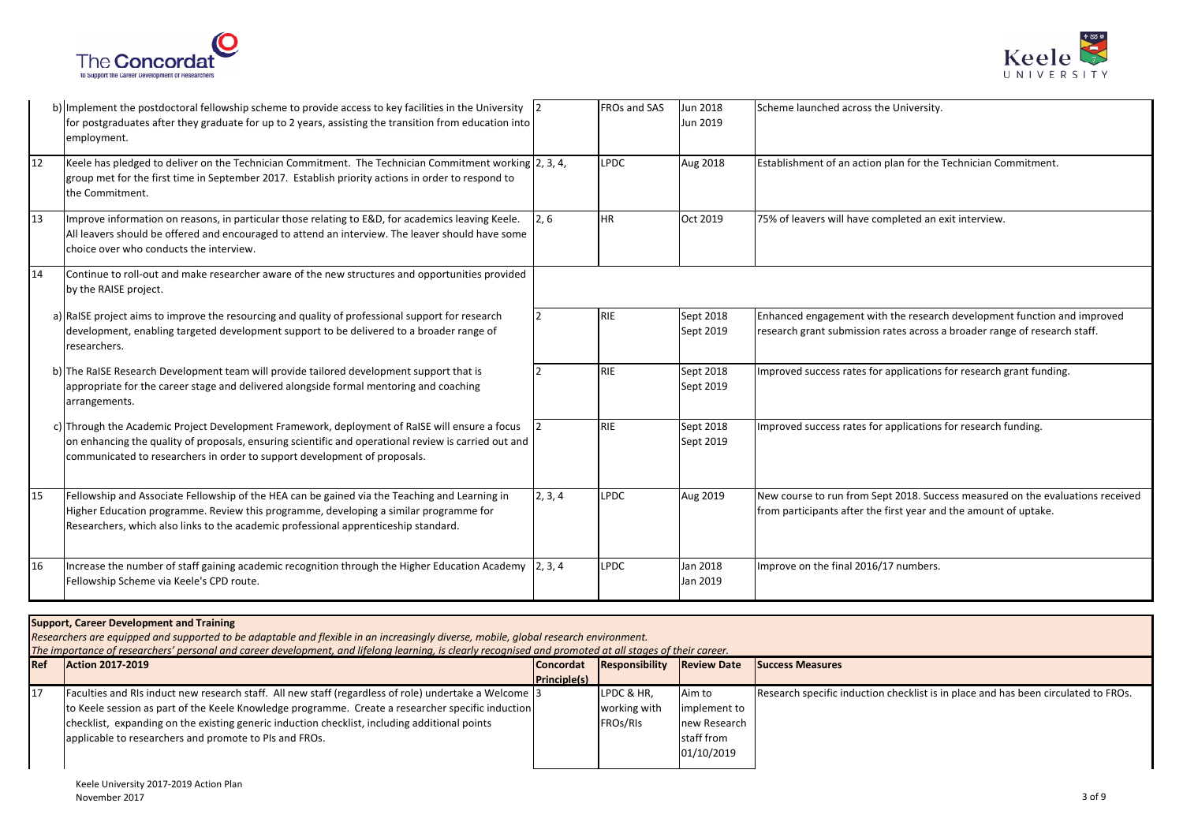| Ref | Action 2017-2019 | Concordat Principle(s) | Responsibility | Review Date | Success Measures |
|---|---|---|---|---|---|
| | b) Implement the postdoctoral fellowship scheme to provide access to key facilities in the University for postgraduates after they graduate for up to 2 years, assisting the transition from education into employment. | 2 | FROs and SAS | Jun 2018 Jun 2019 | Scheme launched across the University. |
| 12 | Keele has pledged to deliver on the Technician Commitment. The Technician Commitment working group met for the first time in September 2017. Establish priority actions in order to respond to the Commitment. | 2, 3, 4, | LPDC | Aug 2018 | Establishment of an action plan for the Technician Commitment. |
| 13 | Improve information on reasons, in particular those relating to E&D, for academics leaving Keele. All leavers should be offered and encouraged to attend an interview. The leaver should have some choice over who conducts the interview. | 2, 6 | HR | Oct 2019 | 75% of leavers will have completed an exit interview. |
| 14 | Continue to roll-out and make researcher aware of the new structures and opportunities provided by the RAISE project. | | | | |
| | a) RaISE project aims to improve the resourcing and quality of professional support for research development, enabling targeted development support to be delivered to a broader range of researchers. | 2 | RIE | Sept 2018 Sept 2019 | Enhanced engagement with the research development function and improved research grant submission rates across a broader range of research staff. |
| | b) The RaISE Research Development team will provide tailored development support that is appropriate for the career stage and delivered alongside formal mentoring and coaching arrangements. | 2 | RIE | Sept 2018 Sept 2019 | Improved success rates for applications for research grant funding. |
| | c) Through the Academic Project Development Framework, deployment of RaISE will ensure a focus on enhancing the quality of proposals, ensuring scientific and operational review is carried out and communicated to researchers in order to support development of proposals. | 2 | RIE | Sept 2018 Sept 2019 | Improved success rates for applications for research funding. |
| 15 | Fellowship and Associate Fellowship of the HEA can be gained via the Teaching and Learning in Higher Education programme. Review this programme, developing a similar programme for Researchers, which also links to the academic professional apprenticeship standard. | 2, 3, 4 | LPDC | Aug 2019 | New course to run from Sept 2018. Success measured on the evaluations received from participants after the first year and the amount of uptake. |
| 16 | Increase the number of staff gaining academic recognition through the Higher Education Academy Fellowship Scheme via Keele's CPD route. | 2, 3, 4 | LPDC | Jan 2018 Jan 2019 | Improve on the final 2016/17 numbers. |

**Support, Career Development and Training**

*Researchers are equipped and supported to be adaptable and flexible in an increasingly diverse, mobile, global research environment.*

*The importance of researchers' personal and career development, and lifelong learning, is clearly recognised and promoted at all stages of their career.*

| Ref | Action 2017-2019 | Concordat Principle(s) | Responsibility | Review Date | Success Measures |
|---|---|---|---|---|---|
| 17 | Faculties and RIs induct new research staff. All new staff (regardless of role) undertake a Welcome to Keele session as part of the Keele Knowledge programme. Create a researcher specific induction checklist, expanding on the existing generic induction checklist, including additional points applicable to researchers and promote to PIs and FROs. | 3 | LPDC & HR, working with FROs/RIs | Aim to implement to new Research staff from 01/10/2019 | Research specific induction checklist is in place and has been circulated to FROs. |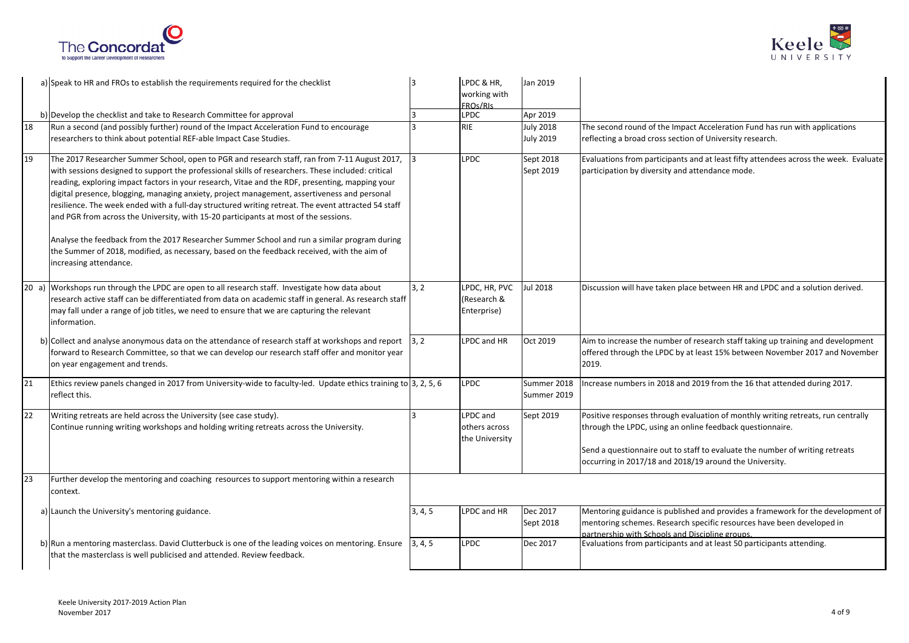| | | | | | |
|---|---|---|---|---|---|
| | a) Speak to HR and FROs to establish the requirements required for the checklist | 3 | LPDC & HR, working with FROs/RIs | Jan 2019 | |
| | b) Develop the checklist and take to Research Committee for approval | 3 | LPDC | Apr 2019 | |
| 18 | Run a second (and possibly further) round of the Impact Acceleration Fund to encourage researchers to think about potential REF-able Impact Case Studies. | 3 | RIE | July 2018<br>July 2019 | The second round of the Impact Acceleration Fund has run with applications reflecting a broad cross section of University research. |
| 19 | The 2017 Researcher Summer School, open to PGR and research staff, ran from 7-11 August 2017, with sessions designed to support the professional skills of researchers. These included: critical reading, exploring impact factors in your research, Vitae and the RDF, presenting, mapping your digital presence, blogging, managing anxiety, project management, assertiveness and personal resilience. The week ended with a full-day structured writing retreat. The event attracted 54 staff and PGR from across the University, with 15-20 participants at most of the sessions.<br><br>Analyse the feedback from the 2017 Researcher Summer School and run a similar program during the Summer of 2018, modified, as necessary, based on the feedback received, with the aim of increasing attendance. | 3 | LPDC | Sept 2018<br>Sept 2019 | Evaluations from participants and at least fifty attendees across the week. Evaluate participation by diversity and attendance mode. |
| 20 | a) Workshops run through the LPDC are open to all research staff. Investigate how data about research active staff can be differentiated from data on academic staff in general. As research staff may fall under a range of job titles, we need to ensure that we are capturing the relevant information. | 3, 2 | LPDC, HR, PVC (Research & Enterprise) | Jul 2018 | Discussion will have taken place between HR and LPDC and a solution derived. |
| | b) Collect and analyse anonymous data on the attendance of research staff at workshops and report forward to Research Committee, so that we can develop our research staff offer and monitor year on year engagement and trends. | 3, 2 | LPDC and HR | Oct 2019 | Aim to increase the number of research staff taking up training and development offered through the LPDC by at least 15% between November 2017 and November 2019. |
| 21 | Ethics review panels changed in 2017 from University-wide to faculty-led. Update ethics training to reflect this. | 3, 2, 5, 6 | LPDC | Summer 2018<br>Summer 2019 | Increase numbers in 2018 and 2019 from the 16 that attended during 2017. |
| 22 | Writing retreats are held across the University (see case study).<br>Continue running writing workshops and holding writing retreats across the University. | 3 | LPDC and others across the University | Sept 2019 | Positive responses through evaluation of monthly writing retreats, run centrally through the LPDC, using an online feedback questionnaire.<br><br>Send a questionnaire out to staff to evaluate the number of writing retreats occurring in 2017/18 and 2018/19 around the University. |
| 23 | Further develop the mentoring and coaching resources to support mentoring within a research context. | | | | |
| | a) Launch the University's mentoring guidance. | 3, 4, 5 | LPDC and HR | Dec 2017<br>Sept 2018 | Mentoring guidance is published and provides a framework for the development of mentoring schemes. Research specific resources have been developed in partnership with Schools and Discipline groups. |
| | b) Run a mentoring masterclass. David Clutterbuck is one of the leading voices on mentoring. Ensure that the masterclass is well publicised and attended. Review feedback. | 3, 4, 5 | LPDC | Dec 2017 | Evaluations from participants and at least 50 participants attending. |

Keele University 2017-2019 Action Plan
November 2017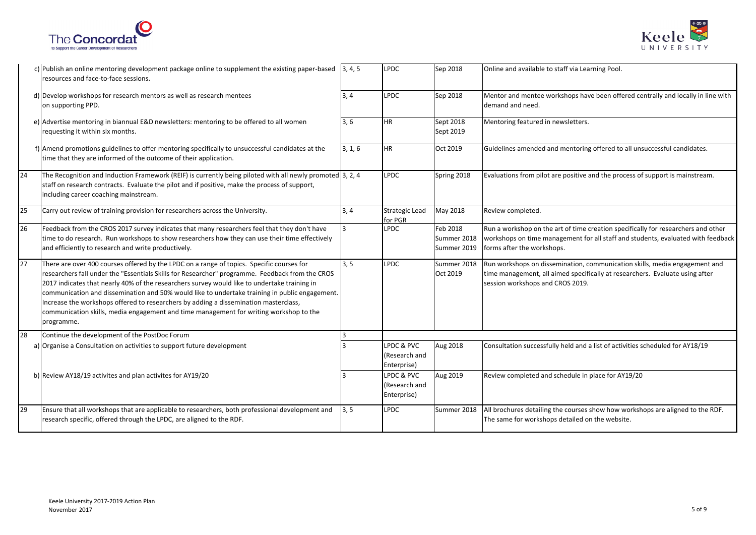| | | | | | |
|---|---|---|---|---|---|
| | c) Publish an online mentoring development package online to supplement the existing paper-based resources and face-to-face sessions. | 3, 4, 5 | LPDC | Sep 2018 | Online and available to staff via Learning Pool. |
| | d) Develop workshops for research mentors as well as research mentees on supporting PPD. | 3, 4 | LPDC | Sep 2018 | Mentor and mentee workshops have been offered centrally and locally in line with demand and need. |
| | e) Advertise mentoring in biannual E&D newsletters: mentoring to be offered to all women requesting it within six months. | 3, 6 | HR | Sept 2018<br>Sept 2019 | Mentoring featured in newsletters. |
| | f) Amend promotions guidelines to offer mentoring specifically to unsuccessful candidates at the time that they are informed of the outcome of their application. | 3, 1, 6 | HR | Oct 2019 | Guidelines amended and mentoring offered to all unsuccessful candidates. |
| 24 | The Recognition and Induction Framework (REIF) is currently being piloted with all newly promoted staff on research contracts. Evaluate the pilot and if positive, make the process of support, including career coaching mainstream. | 3, 2, 4 | LPDC | Spring 2018 | Evaluations from pilot are positive and the process of support is mainstream. |
| 25 | Carry out review of training provision for researchers across the University. | 3, 4 | Strategic Lead for PGR | May 2018 | Review completed. |
| 26 | Feedback from the CROS 2017 survey indicates that many researchers feel that they don't have time to do research. Run workshops to show researchers how they can use their time effectively and efficiently to research and write productively. | 3 | LPDC | Feb 2018<br>Summer 2018<br>Summer 2019 | Run a workshop on the art of time creation specifically for researchers and other workshops on time management for all staff and students, evaluated with feedback forms after the workshops. |
| 27 | There are over 400 courses offered by the LPDC on a range of topics. Specific courses for researchers fall under the "Essentials Skills for Researcher" programme. Feedback from the CROS 2017 indicates that nearly 40% of the researchers survey would like to undertake training in communication and dissemination and 50% would like to undertake training in public engagement. Increase the workshops offered to researchers by adding a dissemination masterclass, communication skills, media engagement and time management for writing workshop to the programme. | 3, 5 | LPDC | Summer 2018<br>Oct 2019 | Run workshops on dissemination, communication skills, media engagement and time management, all aimed specifically at researchers. Evaluate using after session workshops and CROS 2019. |
| 28 | Continue the development of the PostDoc Forum | 3 | | | |
| | a) Organise a Consultation on activities to support future development | 3 | LPDC & PVC (Research and Enterprise) | Aug 2018 | Consultation successfully held and a list of activities scheduled for AY18/19 |
| | b) Review AY18/19 activites and plan activites for AY19/20 | 3 | LPDC & PVC (Research and Enterprise) | Aug 2019 | Review completed and schedule in place for AY19/20 |
| 29 | Ensure that all workshops that are applicable to researchers, both professional development and research specific, offered through the LPDC, are aligned to the RDF. | 3, 5 | LPDC | Summer 2018 | All brochures detailing the courses show how workshops are aligned to the RDF. The same for workshops detailed on the website. |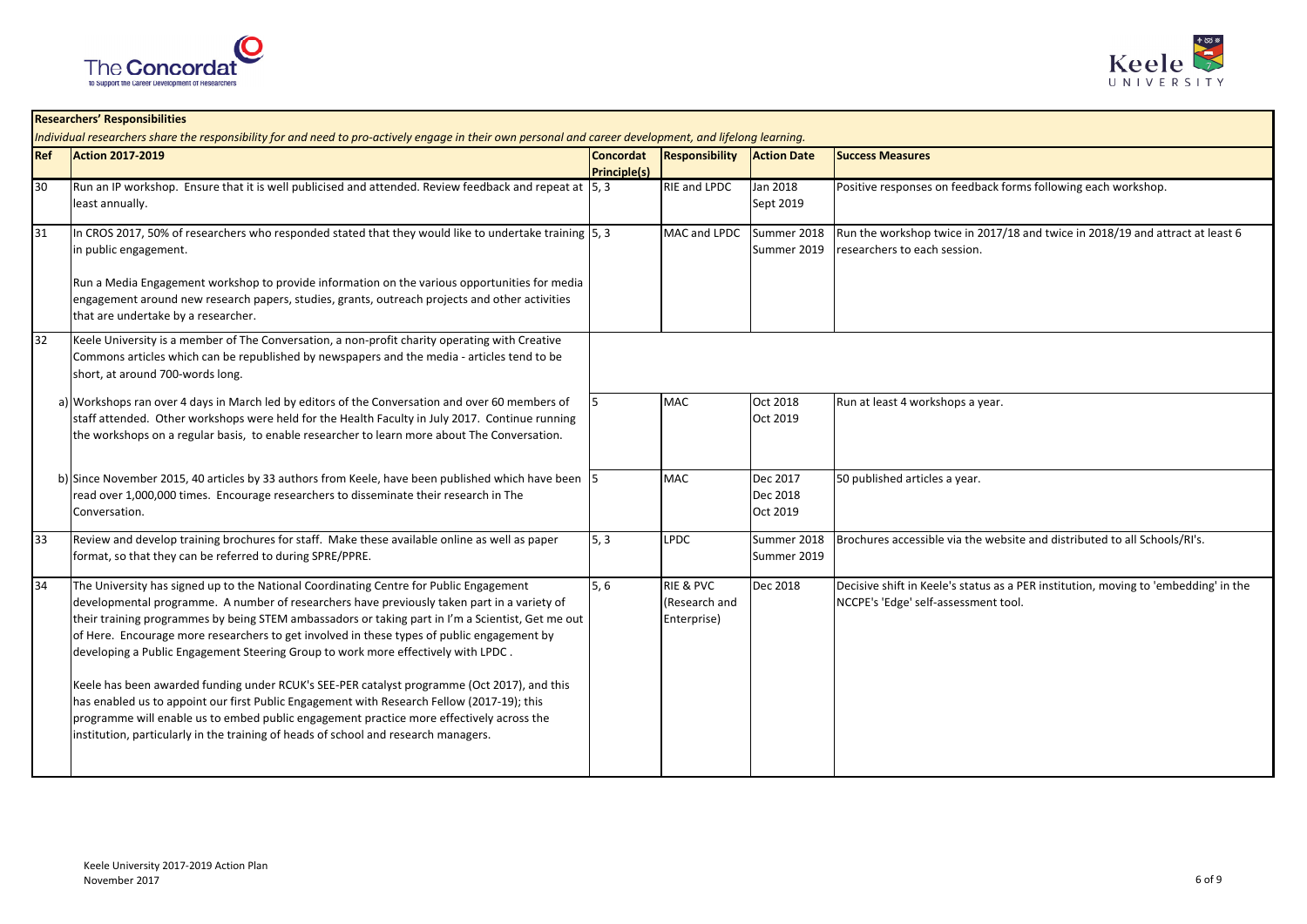## Researchers' Responsibilities

*Individual researchers share the responsibility for and need to pro-actively engage in their own personal and career development, and lifelong learning.*

| Ref | Action 2017-2019 | Concordat Principle(s) | Responsibility | Action Date | Success Measures |
|---|---|---|---|---|---|
| 30 | Run an IP workshop. Ensure that it is well publicised and attended. Review feedback and repeat at least annually. | 5, 3 | RIE and LPDC | Jan 2018<br>Sept 2019 | Positive responses on feedback forms following each workshop. |
| 31 | In CROS 2017, 50% of researchers who responded stated that they would like to undertake training in public engagement.<br><br>Run a Media Engagement workshop to provide information on the various opportunities for media engagement around new research papers, studies, grants, outreach projects and other activities that are undertake by a researcher. | 5, 3 | MAC and LPDC | Summer 2018<br>Summer 2019 | Run the workshop twice in 2017/18 and twice in 2018/19 and attract at least 6 researchers to each session. |
| 32 | Keele University is a member of The Conversation, a non-profit charity operating with Creative Commons articles which can be republished by newspapers and the media - articles tend to be short, at around 700-words long. | | | | |
| | a) Workshops ran over 4 days in March led by editors of the Conversation and over 60 members of staff attended. Other workshops were held for the Health Faculty in July 2017. Continue running the workshops on a regular basis, to enable researcher to learn more about The Conversation. | 5 | MAC | Oct 2018<br>Oct 2019 | Run at least 4 workshops a year. |
| | b) Since November 2015, 40 articles by 33 authors from Keele, have been published which have been read over 1,000,000 times. Encourage researchers to disseminate their research in The Conversation. | 5 | MAC | Dec 2017<br>Dec 2018<br>Oct 2019 | 50 published articles a year. |
| 33 | Review and develop training brochures for staff. Make these available online as well as paper format, so that they can be referred to during SPRE/PPRE. | 5, 3 | LPDC | Summer 2018<br>Summer 2019 | Brochures accessible via the website and distributed to all Schools/RI's. |
| 34 | The University has signed up to the National Coordinating Centre for Public Engagement developmental programme. A number of researchers have previously taken part in a variety of their training programmes by being STEM ambassadors or taking part in I'm a Scientist, Get me out of Here. Encourage more researchers to get involved in these types of public engagement by developing a Public Engagement Steering Group to work more effectively with LPDC .<br><br>Keele has been awarded funding under RCUK's SEE-PER catalyst programme (Oct 2017), and this has enabled us to appoint our first Public Engagement with Research Fellow (2017-19); this programme will enable us to embed public engagement practice more effectively across the institution, particularly in the training of heads of school and research managers. | 5, 6 | RIE & PVC (Research and Enterprise) | Dec 2018 | Decisive shift in Keele's status as a PER institution, moving to 'embedding' in the NCCPE's 'Edge' self-assessment tool. |

Keele University 2017-2019 Action Plan
November 2017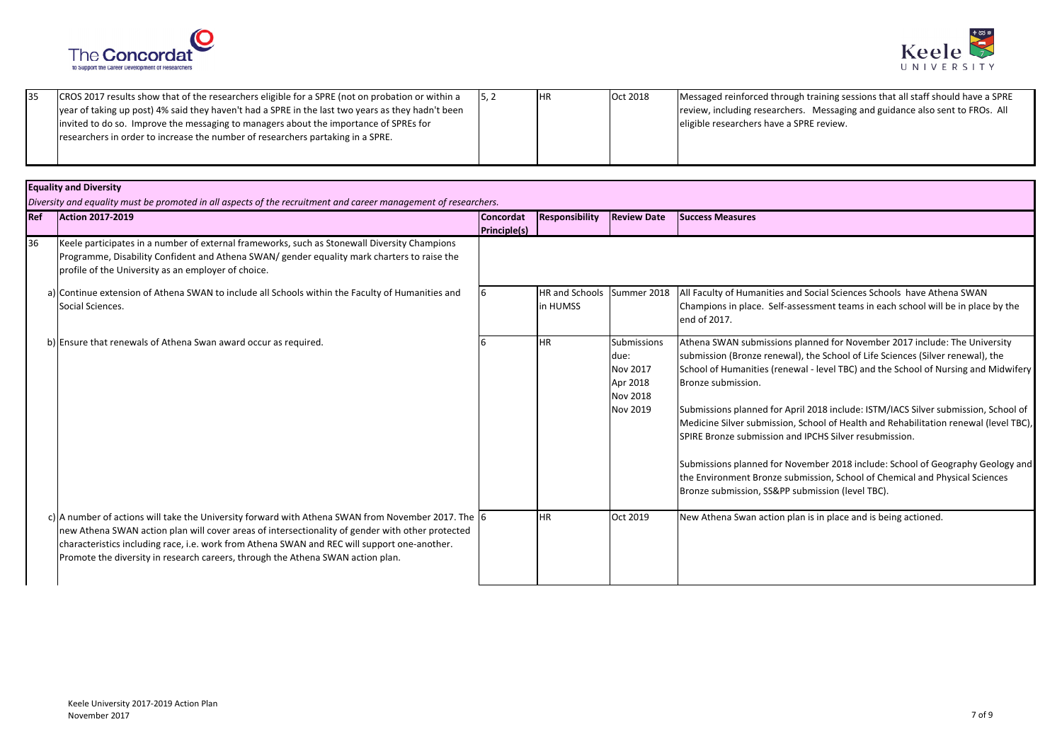| Ref | Action 2017-2019 | Concordat Principle(s) | Responsibility | Review Date | Success Measures |
|---|---|---|---|---|---|
| 35 | CROS 2017 results show that of the researchers eligible for a SPRE (not on probation or within a year of taking up post) 4% said they haven't had a SPRE in the last two years as they hadn't been invited to do so. Improve the messaging to managers about the importance of SPREs for researchers in order to increase the number of researchers partaking in a SPRE. | 5, 2 | HR | Oct 2018 | Messaged reinforced through training sessions that all staff should have a SPRE review, including researchers. Messaging and guidance also sent to FROs. All eligible researchers have a SPRE review. |

**Equality and Diversity**

*Diversity and equality must be promoted in all aspects of the recruitment and career management of researchers.*

| Ref | Action 2017-2019 | Concordat Principle(s) | Responsibility | Review Date | Success Measures |
|---|---|---|---|---|---|
| 36 | Keele participates in a number of external frameworks, such as Stonewall Diversity Champions Programme, Disability Confident and Athena SWAN/ gender equality mark charters to raise the profile of the University as an employer of choice. | | | | |
| | a) Continue extension of Athena SWAN to include all Schools within the Faculty of Humanities and Social Sciences. | 6 | HR and Schools in HUMSS | Summer 2018 | All Faculty of Humanities and Social Sciences Schools have Athena SWAN Champions in place. Self-assessment teams in each school will be in place by the end of 2017. |
| | b) Ensure that renewals of Athena Swan award occur as required. | 6 | HR | Submissions due: Nov 2017 Apr 2018 Nov 2018 Nov 2019 | Athena SWAN submissions planned for November 2017 include: The University submission (Bronze renewal), the School of Life Sciences (Silver renewal), the School of Humanities (renewal - level TBC) and the School of Nursing and Midwifery Bronze submission.<br><br>Submissions planned for April 2018 include: ISTM/IACS Silver submission, School of Medicine Silver submission, School of Health and Rehabilitation renewal (level TBC), SPIRE Bronze submission and IPCHS Silver resubmission.<br><br>Submissions planned for November 2018 include: School of Geography Geology and the Environment Bronze submission, School of Chemical and Physical Sciences Bronze submission, SS&PP submission (level TBC). |
| | c) A number of actions will take the University forward with Athena SWAN from November 2017. The new Athena SWAN action plan will cover areas of intersectionality of gender with other protected characteristics including race, i.e. work from Athena SWAN and REC will support one-another. Promote the diversity in research careers, through the Athena SWAN action plan. | 6 | HR | Oct 2019 | New Athena Swan action plan is in place and is being actioned. |

Keele University 2017-2019 Action Plan
November 2017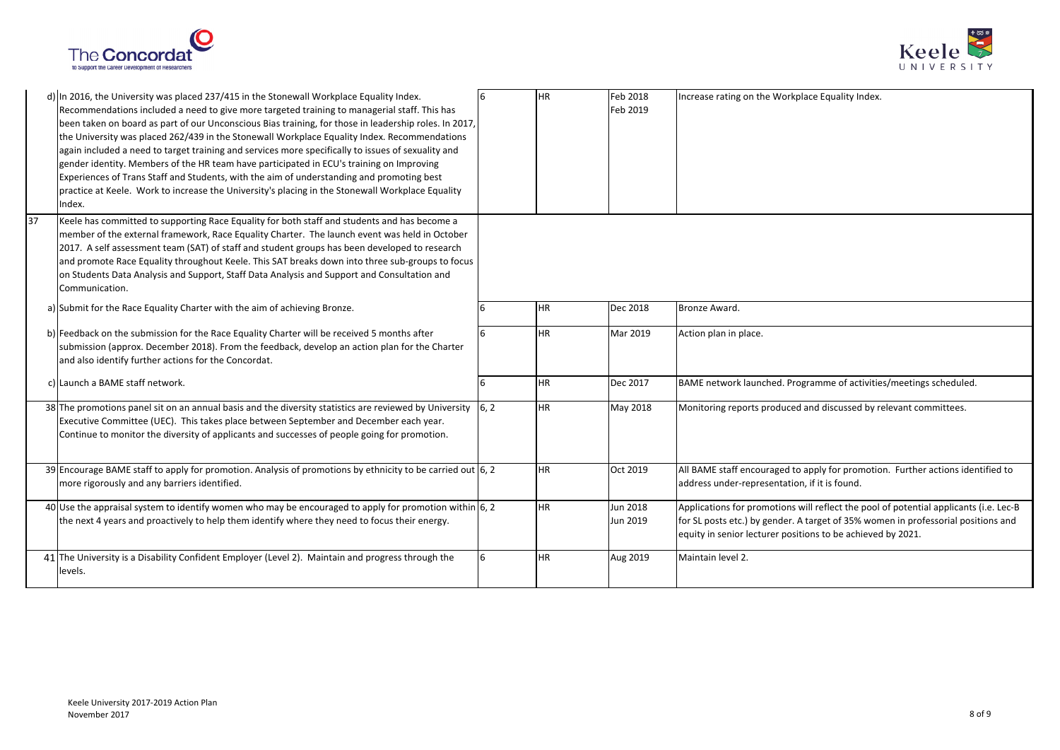| | | | | | |
|---|---|---|---|---|---|
| | d) In 2016, the University was placed 237/415 in the Stonewall Workplace Equality Index. Recommendations included a need to give more targeted training to managerial staff. This has been taken on board as part of our Unconscious Bias training, for those in leadership roles. In 2017, the University was placed 262/439 in the Stonewall Workplace Equality Index. Recommendations again included a need to target training and services more specifically to issues of sexuality and gender identity. Members of the HR team have participated in ECU's training on Improving Experiences of Trans Staff and Students, with the aim of understanding and promoting best practice at Keele. Work to increase the University's placing in the Stonewall Workplace Equality Index. | 6 | HR | Feb 2018<br>Feb 2019 | Increase rating on the Workplace Equality Index. |
| 37 | Keele has committed to supporting Race Equality for both staff and students and has become a member of the external framework, Race Equality Charter. The launch event was held in October 2017. A self assessment team (SAT) of staff and student groups has been developed to research and promote Race Equality throughout Keele. This SAT breaks down into three sub-groups to focus on Students Data Analysis and Support, Staff Data Analysis and Support and Consultation and Communication. | | | | |
| | a) Submit for the Race Equality Charter with the aim of achieving Bronze. | 6 | HR | Dec 2018 | Bronze Award. |
| | b) Feedback on the submission for the Race Equality Charter will be received 5 months after submission (approx. December 2018). From the feedback, develop an action plan for the Charter and also identify further actions for the Concordat. | 6 | HR | Mar 2019 | Action plan in place. |
| | c) Launch a BAME staff network. | 6 | HR | Dec 2017 | BAME network launched. Programme of activities/meetings scheduled. |
| 38 | The promotions panel sit on an annual basis and the diversity statistics are reviewed by University Executive Committee (UEC). This takes place between September and December each year. Continue to monitor the diversity of applicants and successes of people going for promotion. | 6, 2 | HR | May 2018 | Monitoring reports produced and discussed by relevant committees. |
| 39 | Encourage BAME staff to apply for promotion. Analysis of promotions by ethnicity to be carried out more rigorously and any barriers identified. | 6, 2 | HR | Oct 2019 | All BAME staff encouraged to apply for promotion. Further actions identified to address under-representation, if it is found. |
| 40 | Use the appraisal system to identify women who may be encouraged to apply for promotion within the next 4 years and proactively to help them identify where they need to focus their energy. | 6, 2 | HR | Jun 2018<br>Jun 2019 | Applications for promotions will reflect the pool of potential applicants (i.e. Lec-B for SL posts etc.) by gender. A target of 35% women in professorial positions and equity in senior lecturer positions to be achieved by 2021. |
| 41 | The University is a Disability Confident Employer (Level 2). Maintain and progress through the levels. | 6 | HR | Aug 2019 | Maintain level 2. |

Keele University 2017-2019 Action Plan
November 2017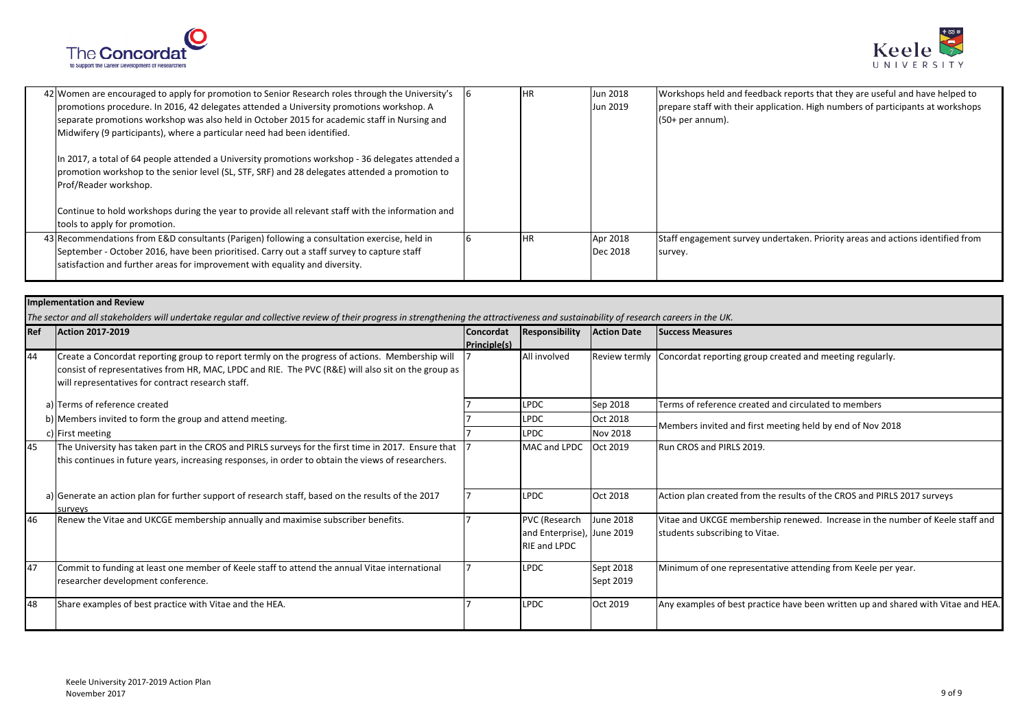| | | | | | |
|---|---|---|---|---|---|
| 42 | Women are encouraged to apply for promotion to Senior Research roles through the University's promotions procedure. In 2016, 42 delegates attended a University promotions workshop. A separate promotions workshop was also held in October 2015 for academic staff in Nursing and Midwifery (9 participants), where a particular need had been identified.<br><br>In 2017, a total of 64 people attended a University promotions workshop - 36 delegates attended a promotion workshop to the senior level (SL, STF, SRF) and 28 delegates attended a promotion to Prof/Reader workshop.<br><br>Continue to hold workshops during the year to provide all relevant staff with the information and tools to apply for promotion. | 6 | HR | Jun 2018<br>Jun 2019 | Workshops held and feedback reports that they are useful and have helped to prepare staff with their application. High numbers of participants at workshops (50+ per annum). |
| 43 | Recommendations from E&D consultants (Parigen) following a consultation exercise, held in September - October 2016, have been prioritised. Carry out a staff survey to capture staff satisfaction and further areas for improvement with equality and diversity. | 6 | HR | Apr 2018<br>Dec 2018 | Staff engagement survey undertaken. Priority areas and actions identified from survey. |

**Implementation and Review**

*The sector and all stakeholders will undertake regular and collective review of their progress in strengthening the attractiveness and sustainability of research careers in the UK.*

| Ref | Action 2017-2019 | Concordat Principle(s) | Responsibility | Action Date | Success Measures |
|---|---|---|---|---|---|
| 44 | Create a Concordat reporting group to report termly on the progress of actions. Membership will consist of representatives from HR, MAC, LPDC and RIE. The PVC (R&E) will also sit on the group as will representatives for contract research staff. | 7 | All involved | Review termly | Concordat reporting group created and meeting regularly. |
| | a) Terms of reference created | 7 | LPDC | Sep 2018 | Terms of reference created and circulated to members |
| | b) Members invited to form the group and attend meeting. | 7 | LPDC | Oct 2018 | Members invited and first meeting held by end of Nov 2018 |
| | c) First meeting | 7 | LPDC | Nov 2018 | |
| 45 | The University has taken part in the CROS and PIRLS surveys for the first time in 2017. Ensure that this continues in future years, increasing responses, in order to obtain the views of researchers. | 7 | MAC and LPDC | Oct 2019 | Run CROS and PIRLS 2019. |
| | a) Generate an action plan for further support of research staff, based on the results of the 2017 surveys | 7 | LPDC | Oct 2018 | Action plan created from the results of the CROS and PIRLS 2017 surveys |
| 46 | Renew the Vitae and UKCGE membership annually and maximise subscriber benefits. | 7 | PVC (Research and Enterprise), RIE and LPDC | June 2018<br>June 2019 | Vitae and UKCGE membership renewed. Increase in the number of Keele staff and students subscribing to Vitae. |
| 47 | Commit to funding at least one member of Keele staff to attend the annual Vitae international researcher development conference. | 7 | LPDC | Sept 2018<br>Sept 2019 | Minimum of one representative attending from Keele per year. |
| 48 | Share examples of best practice with Vitae and the HEA. | 7 | LPDC | Oct 2019 | Any examples of best practice have been written up and shared with Vitae and HEA. |

Keele University 2017-2019 Action Plan
November 2017